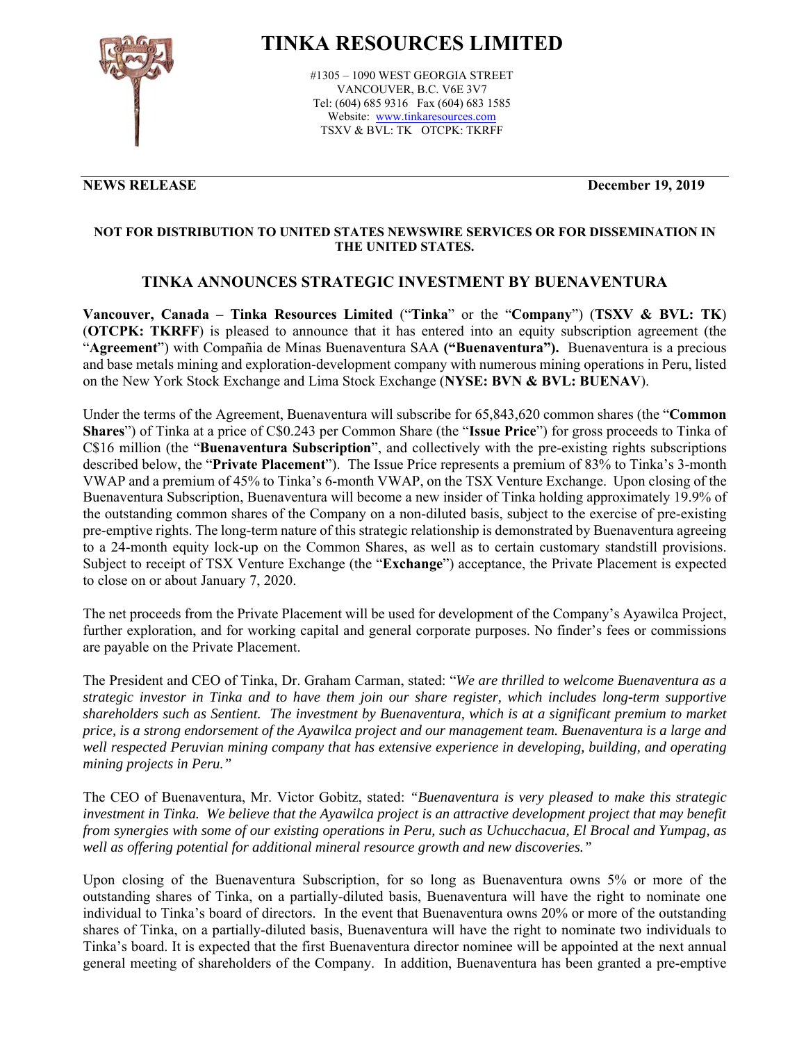# TINKA RESOURCES LIMITED

#1305 – 1090 WEST GEORGIA STREET
VANCOUVER, B.C. V6E 3V7
Tel: (604) 685 9316 Fax (604) 683 1585
Website: www.tinkaresources.com
TSXV & BVL: TK OTCPK: TKRFF

**NEWS RELEASE** **December 19, 2019**

**NOT FOR DISTRIBUTION TO UNITED STATES NEWSWIRE SERVICES OR FOR DISSEMINATION IN THE UNITED STATES.**

## TINKA ANNOUNCES STRATEGIC INVESTMENT BY BUENAVENTURA

**Vancouver, Canada – Tinka Resources Limited** ("**Tinka**" or the "**Company**") (**TSXV & BVL: TK**) (**OTCPK: TKRFF**) is pleased to announce that it has entered into an equity subscription agreement (the "**Agreement**") with Compañia de Minas Buenaventura SAA **("Buenaventura").** Buenaventura is a precious and base metals mining and exploration-development company with numerous mining operations in Peru, listed on the New York Stock Exchange and Lima Stock Exchange (**NYSE: BVN & BVL: BUENAV**).

Under the terms of the Agreement, Buenaventura will subscribe for 65,843,620 common shares (the "**Common Shares**") of Tinka at a price of C$0.243 per Common Share (the "**Issue Price**") for gross proceeds to Tinka of C$16 million (the "**Buenaventura Subscription**", and collectively with the pre-existing rights subscriptions described below, the "**Private Placement**"). The Issue Price represents a premium of 83% to Tinka's 3-month VWAP and a premium of 45% to Tinka's 6-month VWAP, on the TSX Venture Exchange. Upon closing of the Buenaventura Subscription, Buenaventura will become a new insider of Tinka holding approximately 19.9% of the outstanding common shares of the Company on a non-diluted basis, subject to the exercise of pre-existing pre-emptive rights. The long-term nature of this strategic relationship is demonstrated by Buenaventura agreeing to a 24-month equity lock-up on the Common Shares, as well as to certain customary standstill provisions. Subject to receipt of TSX Venture Exchange (the "**Exchange**") acceptance, the Private Placement is expected to close on or about January 7, 2020.

The net proceeds from the Private Placement will be used for development of the Company's Ayawilca Project, further exploration, and for working capital and general corporate purposes. No finder's fees or commissions are payable on the Private Placement.

The President and CEO of Tinka, Dr. Graham Carman, stated: "*We are thrilled to welcome Buenaventura as a strategic investor in Tinka and to have them join our share register, which includes long-term supportive shareholders such as Sentient. The investment by Buenaventura, which is at a significant premium to market price, is a strong endorsement of the Ayawilca project and our management team. Buenaventura is a large and well respected Peruvian mining company that has extensive experience in developing, building, and operating mining projects in Peru."*

The CEO of Buenaventura, Mr. Victor Gobitz, stated: *"Buenaventura is very pleased to make this strategic investment in Tinka. We believe that the Ayawilca project is an attractive development project that may benefit from synergies with some of our existing operations in Peru, such as Uchucchacua, El Brocal and Yumpag, as well as offering potential for additional mineral resource growth and new discoveries."*

Upon closing of the Buenaventura Subscription, for so long as Buenaventura owns 5% or more of the outstanding shares of Tinka, on a partially-diluted basis, Buenaventura will have the right to nominate one individual to Tinka's board of directors. In the event that Buenaventura owns 20% or more of the outstanding shares of Tinka, on a partially-diluted basis, Buenaventura will have the right to nominate two individuals to Tinka's board. It is expected that the first Buenaventura director nominee will be appointed at the next annual general meeting of shareholders of the Company. In addition, Buenaventura has been granted a pre-emptive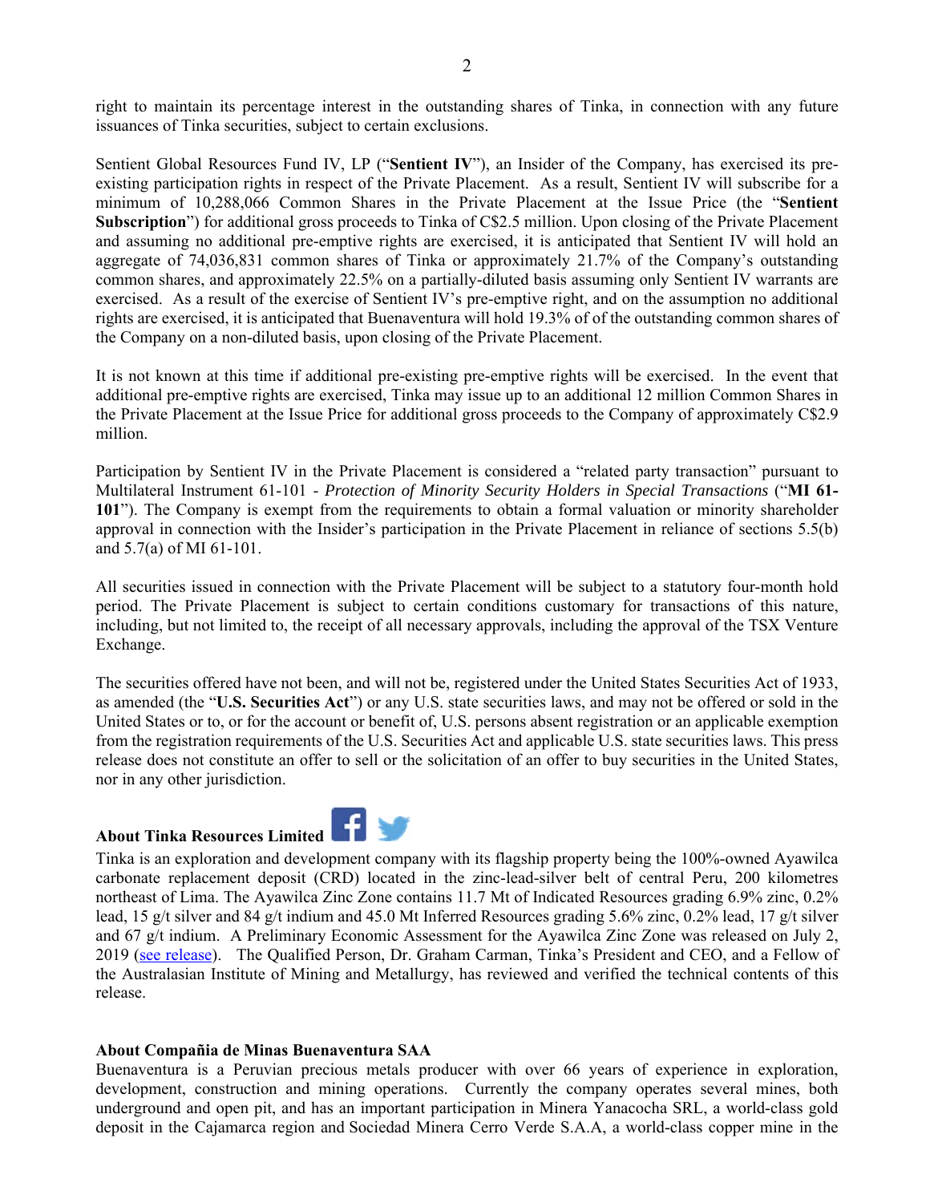right to maintain its percentage interest in the outstanding shares of Tinka, in connection with any future issuances of Tinka securities, subject to certain exclusions.

Sentient Global Resources Fund IV, LP ("**Sentient IV**"), an Insider of the Company, has exercised its pre-existing participation rights in respect of the Private Placement. As a result, Sentient IV will subscribe for a minimum of 10,288,066 Common Shares in the Private Placement at the Issue Price (the "**Sentient Subscription**") for additional gross proceeds to Tinka of C$2.5 million. Upon closing of the Private Placement and assuming no additional pre-emptive rights are exercised, it is anticipated that Sentient IV will hold an aggregate of 74,036,831 common shares of Tinka or approximately 21.7% of the Company's outstanding common shares, and approximately 22.5% on a partially-diluted basis assuming only Sentient IV warrants are exercised. As a result of the exercise of Sentient IV's pre-emptive right, and on the assumption no additional rights are exercised, it is anticipated that Buenaventura will hold 19.3% of of the outstanding common shares of the Company on a non-diluted basis, upon closing of the Private Placement.

It is not known at this time if additional pre-existing pre-emptive rights will be exercised. In the event that additional pre-emptive rights are exercised, Tinka may issue up to an additional 12 million Common Shares in the Private Placement at the Issue Price for additional gross proceeds to the Company of approximately C$2.9 million.

Participation by Sentient IV in the Private Placement is considered a "related party transaction" pursuant to Multilateral Instrument 61-101 - *Protection of Minority Security Holders in Special Transactions* ("**MI 61-101**"). The Company is exempt from the requirements to obtain a formal valuation or minority shareholder approval in connection with the Insider's participation in the Private Placement in reliance of sections 5.5(b) and 5.7(a) of MI 61-101.

All securities issued in connection with the Private Placement will be subject to a statutory four-month hold period. The Private Placement is subject to certain conditions customary for transactions of this nature, including, but not limited to, the receipt of all necessary approvals, including the approval of the TSX Venture Exchange.

The securities offered have not been, and will not be, registered under the United States Securities Act of 1933, as amended (the "**U.S. Securities Act**") or any U.S. state securities laws, and may not be offered or sold in the United States or to, or for the account or benefit of, U.S. persons absent registration or an applicable exemption from the registration requirements of the U.S. Securities Act and applicable U.S. state securities laws. This press release does not constitute an offer to sell or the solicitation of an offer to buy securities in the United States, nor in any other jurisdiction.

**About Tinka Resources Limited**

Tinka is an exploration and development company with its flagship property being the 100%-owned Ayawilca carbonate replacement deposit (CRD) located in the zinc-lead-silver belt of central Peru, 200 kilometres northeast of Lima. The Ayawilca Zinc Zone contains 11.7 Mt of Indicated Resources grading 6.9% zinc, 0.2% lead, 15 g/t silver and 84 g/t indium and 45.0 Mt Inferred Resources grading 5.6% zinc, 0.2% lead, 17 g/t silver and 67 g/t indium. A Preliminary Economic Assessment for the Ayawilca Zinc Zone was released on July 2, 2019 (see release). The Qualified Person, Dr. Graham Carman, Tinka's President and CEO, and a Fellow of the Australasian Institute of Mining and Metallurgy, has reviewed and verified the technical contents of this release.

**About Compañia de Minas Buenaventura SAA**

Buenaventura is a Peruvian precious metals producer with over 66 years of experience in exploration, development, construction and mining operations. Currently the company operates several mines, both underground and open pit, and has an important participation in Minera Yanacocha SRL, a world-class gold deposit in the Cajamarca region and Sociedad Minera Cerro Verde S.A.A, a world-class copper mine in the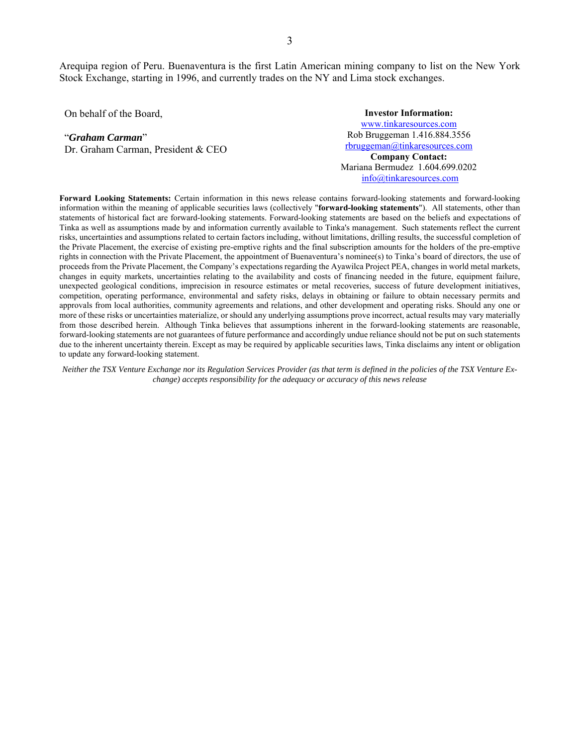Arequipa region of Peru. Buenaventura is the first Latin American mining company to list on the New York Stock Exchange, starting in 1996, and currently trades on the NY and Lima stock exchanges.

On behalf of the Board,

"***Graham Carman***"
Dr. Graham Carman, President & CEO

**Investor Information:**
www.tinkaresources.com
Rob Bruggeman 1.416.884.3556
rbruggeman@tinkaresources.com
**Company Contact:**
Mariana Bermudez 1.604.699.0202
info@tinkaresources.com

**Forward Looking Statements:** Certain information in this news release contains forward-looking statements and forward-looking information within the meaning of applicable securities laws (collectively "**forward-looking statements**"). All statements, other than statements of historical fact are forward-looking statements. Forward-looking statements are based on the beliefs and expectations of Tinka as well as assumptions made by and information currently available to Tinka's management. Such statements reflect the current risks, uncertainties and assumptions related to certain factors including, without limitations, drilling results, the successful completion of the Private Placement, the exercise of existing pre-emptive rights and the final subscription amounts for the holders of the pre-emptive rights in connection with the Private Placement, the appointment of Buenaventura's nominee(s) to Tinka's board of directors, the use of proceeds from the Private Placement, the Company's expectations regarding the Ayawilca Project PEA, changes in world metal markets, changes in equity markets, uncertainties relating to the availability and costs of financing needed in the future, equipment failure, unexpected geological conditions, imprecision in resource estimates or metal recoveries, success of future development initiatives, competition, operating performance, environmental and safety risks, delays in obtaining or failure to obtain necessary permits and approvals from local authorities, community agreements and relations, and other development and operating risks. Should any one or more of these risks or uncertainties materialize, or should any underlying assumptions prove incorrect, actual results may vary materially from those described herein. Although Tinka believes that assumptions inherent in the forward-looking statements are reasonable, forward-looking statements are not guarantees of future performance and accordingly undue reliance should not be put on such statements due to the inherent uncertainty therein. Except as may be required by applicable securities laws, Tinka disclaims any intent or obligation to update any forward-looking statement.

*Neither the TSX Venture Exchange nor its Regulation Services Provider (as that term is defined in the policies of the TSX Venture Exchange) accepts responsibility for the adequacy or accuracy of this news release*